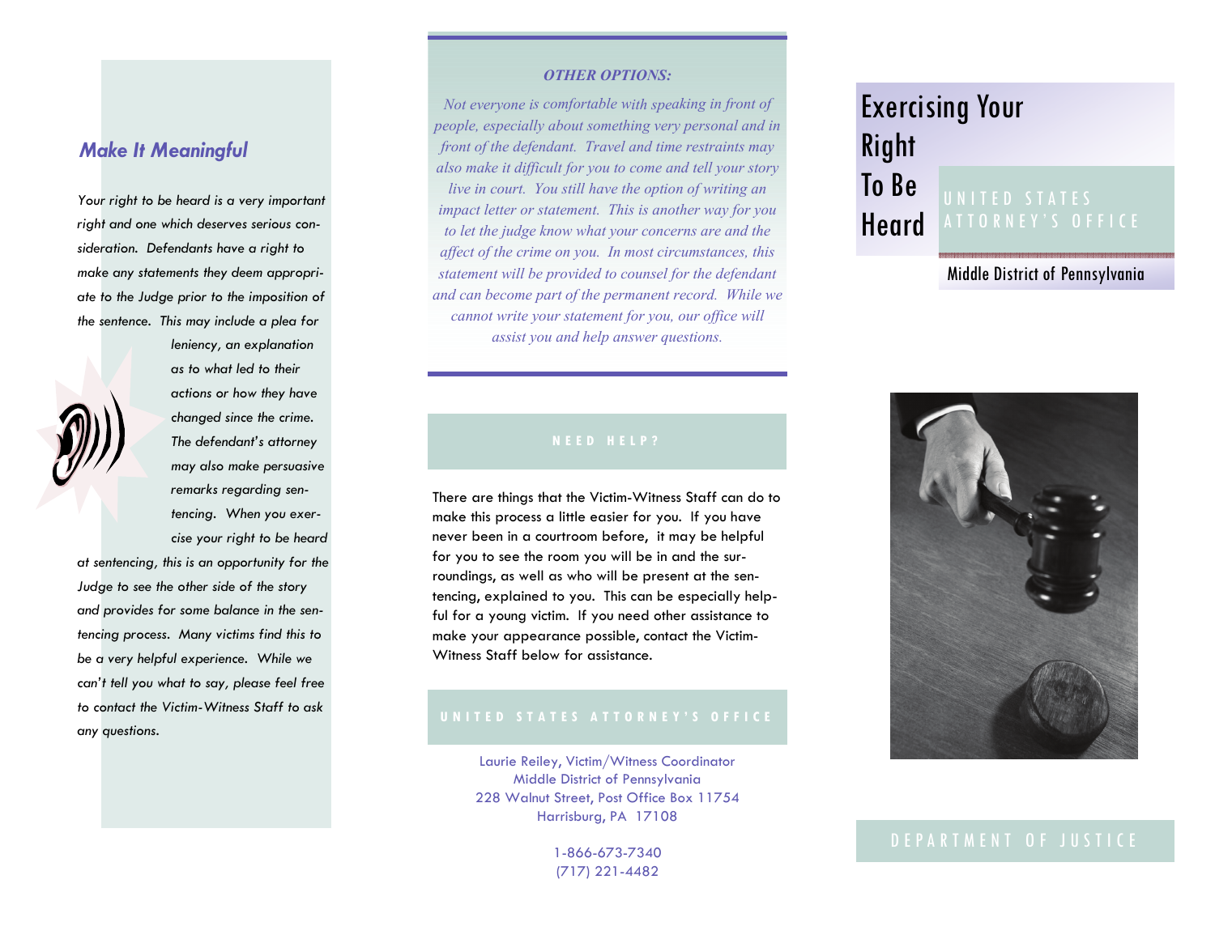## Make It Meaningful

*Your right to be heard is a very important right and one which deserves serious consideration. Defendants have a right to make any statements they deem appropriate to the Judge prior to the imposition of the sentence. This may include a plea for leniency, an explanation as to what led to their actions or how they have changed since the crime. The defendant's attorney may also make persuasive remarks regarding sentencing. When you exercise your right to be heard at sentencing, this is an opportunity for the Judge to see the other side of the story and provides for some balance in the sentencing process. Many victims find this to be a very helpful experience. While we can't tell you what to say, please feel free to contact the Victim-Witness Staff to ask any questions.*

### *OTHER OPTIONS:*

*Not everyone is comfortable with speaking in front of people, especially about something very personal and in front of the defendant. Travel and time restraints may also make it difficult for you to come and tell your story live in court. You still have the option of writing an impact letter or statement. This is another way for you to let the judge know what your concerns are and the affect of the crime on you. In most circumstances, this statement will be provided to counsel for the defendant and can become part of the permanent record. While we cannot write your statement for you, our office will assist you and help answer questions.*

## NEED HELP?

There are things that the Victim-Witness Staff can do to make this process a little easier for you. If you have never been in a courtroom before, it may be helpful for you to see the room you will be in and the surroundings, as well as who will be present at the sentencing, explained to you. This can be especially helpful for a young victim. If you need other assistance to make your appearance possible, contact the Victim-Witness Staff below for assistance.

## UNITED STATES ATTORNEY'S OFFICE

Laurie Reiley, Victim/Witness Coordinator
Middle District of Pennsylvania
228 Walnut Street, Post Office Box 11754
Harrisburg, PA 17108

1-866-673-7340
(717) 221-4482

# Exercising Your Right To Be Heard

UNITED STATES ATTORNEY'S OFFICE

Middle District of Pennsylvania

DEPARTMENT OF JUSTICE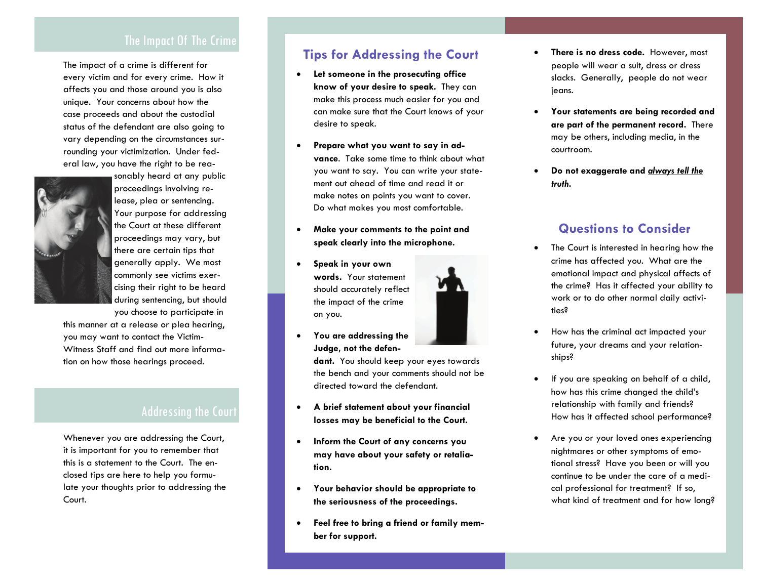## The Impact Of The Crime

The impact of a crime is different for every victim and for every crime. How it affects you and those around you is also unique. Your concerns about how the case proceeds and about the custodial status of the defendant are also going to vary depending on the circumstances surrounding your victimization. Under federal law, you have the right to be reasonably heard at any public proceedings involving release, plea or sentencing. Your purpose for addressing the Court at these different proceedings may vary, but there are certain tips that generally apply. We most commonly see victims exercising their right to be heard during sentencing, but should you choose to participate in this manner at a release or plea hearing, you may want to contact the Victim-Witness Staff and find out more information on how those hearings proceed.

## Addressing the Court

Whenever you are addressing the Court, it is important for you to remember that this is a statement to the Court. The enclosed tips are here to help you formulate your thoughts prior to addressing the Court.

## Tips for Addressing the Court

- **Let someone in the prosecuting office know of your desire to speak.** They can make this process much easier for you and can make sure that the Court knows of your desire to speak.
- **Prepare what you want to say in advance**. Take some time to think about what you want to say. You can write your statement out ahead of time and read it or make notes on points you want to cover. Do what makes you most comfortable.
- **Make your comments to the point and speak clearly into the microphone.**
- **Speak in your own words.** Your statement should accurately reflect the impact of the crime on you.
- **You are addressing the Judge, not the defendant.** You should keep your eyes towards the bench and your comments should not be directed toward the defendant.
- **A brief statement about your financial losses may be beneficial to the Court.**
- **Inform the Court of any concerns you may have about your safety or retaliation.**
- **Your behavior should be appropriate to the seriousness of the proceedings.**
- **Feel free to bring a friend or family member for support.**
- **There is no dress code.** However, most people will wear a suit, dress or dress slacks. Generally, people do not wear jeans.
- **Your statements are being recorded and are part of the permanent record.** There may be others, including media, in the courtroom.
- **Do not exaggerate and *always tell the truth*.**

## Questions to Consider

- The Court is interested in hearing how the crime has affected you. What are the emotional impact and physical affects of the crime? Has it affected your ability to work or to do other normal daily activities?
- How has the criminal act impacted your future, your dreams and your relationships?
- If you are speaking on behalf of a child, how has this crime changed the child's relationship with family and friends? How has it affected school performance?
- Are you or your loved ones experiencing nightmares or other symptoms of emotional stress? Have you been or will you continue to be under the care of a medical professional for treatment? If so, what kind of treatment and for how long?